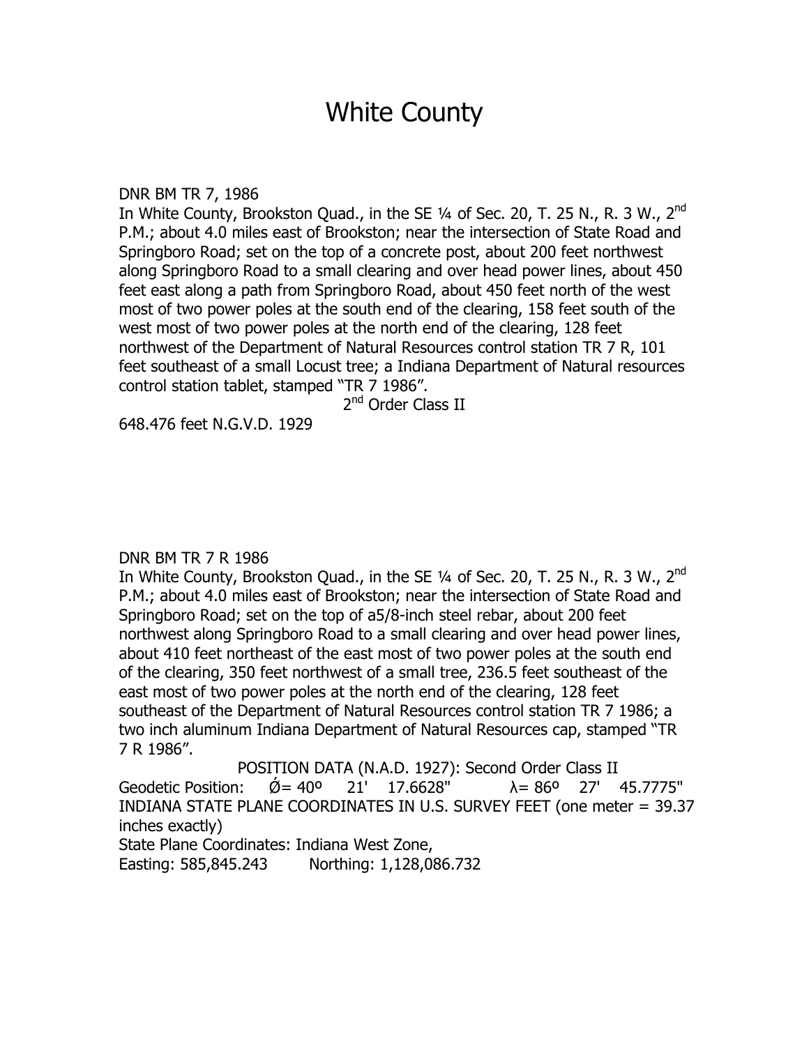# White County

DNR BM TR 7, 1986

In White County, Brookston Quad., in the SE ¼ of Sec. 20, T. 25 N., R. 3 W., 2nd P.M.; about 4.0 miles east of Brookston; near the intersection of State Road and Springboro Road; set on the top of a concrete post, about 200 feet northwest along Springboro Road to a small clearing and over head power lines, about 450 feet east along a path from Springboro Road, about 450 feet north of the west most of two power poles at the south end of the clearing, 158 feet south of the west most of two power poles at the north end of the clearing, 128 feet northwest of the Department of Natural Resources control station TR 7 R, 101 feet southeast of a small Locust tree; a Indiana Department of Natural resources control station tablet, stamped "TR 7 1986".

2nd Order Class II

648.476 feet N.G.V.D. 1929

DNR BM TR 7 R 1986

In White County, Brookston Quad., in the SE ¼ of Sec. 20, T. 25 N., R. 3 W., 2nd P.M.; about 4.0 miles east of Brookston; near the intersection of State Road and Springboro Road; set on the top of a5/8-inch steel rebar, about 200 feet northwest along Springboro Road to a small clearing and over head power lines, about 410 feet northeast of the east most of two power poles at the south end of the clearing, 350 feet northwest of a small tree, 236.5 feet southeast of the east most of two power poles at the north end of the clearing, 128 feet southeast of the Department of Natural Resources control station TR 7 1986; a two inch aluminum Indiana Department of Natural Resources cap, stamped "TR 7 R 1986".

POSITION DATA (N.A.D. 1927): Second Order Class II

Geodetic Position: Ǿ= 40º 21' 17.6628" λ= 86º 27' 45.7775"

INDIANA STATE PLANE COORDINATES IN U.S. SURVEY FEET (one meter = 39.37 inches exactly)

State Plane Coordinates: Indiana West Zone,

Easting: 585,845.243 Northing: 1,128,086.732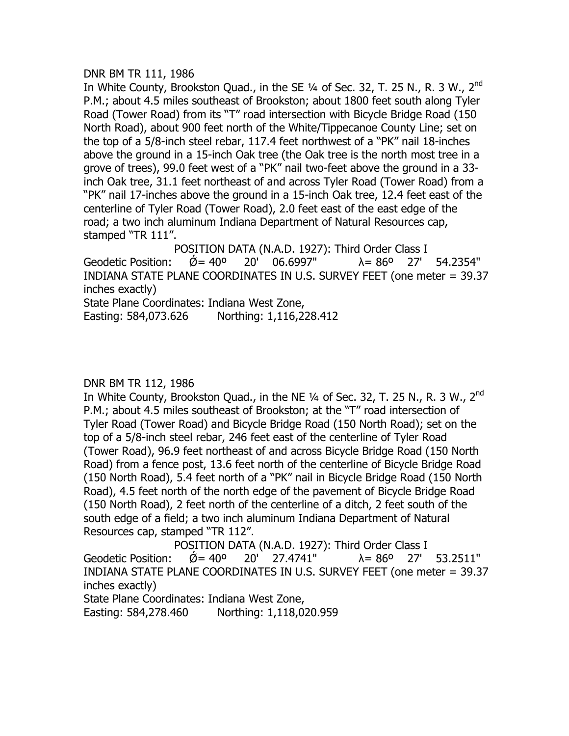DNR BM TR 111, 1986

In White County, Brookston Quad., in the SE ¼ of Sec. 32, T. 25 N., R. 3 W., 2nd P.M.; about 4.5 miles southeast of Brookston; about 1800 feet south along Tyler Road (Tower Road) from its "T" road intersection with Bicycle Bridge Road (150 North Road), about 900 feet north of the White/Tippecanoe County Line; set on the top of a 5/8-inch steel rebar, 117.4 feet northwest of a "PK" nail 18-inches above the ground in a 15-inch Oak tree (the Oak tree is the north most tree in a grove of trees), 99.0 feet west of a "PK" nail two-feet above the ground in a 33-inch Oak tree, 31.1 feet northeast of and across Tyler Road (Tower Road) from a "PK" nail 17-inches above the ground in a 15-inch Oak tree, 12.4 feet east of the centerline of Tyler Road (Tower Road), 2.0 feet east of the east edge of the road; a two inch aluminum Indiana Department of Natural Resources cap, stamped "TR 111".

POSITION DATA (N.A.D. 1927): Third Order Class I

Geodetic Position: Ø= 40º 20' 06.6997" λ= 86º 27' 54.2354"

INDIANA STATE PLANE COORDINATES IN U.S. SURVEY FEET (one meter = 39.37 inches exactly)

State Plane Coordinates: Indiana West Zone,

Easting: 584,073.626 Northing: 1,116,228.412

DNR BM TR 112, 1986

In White County, Brookston Quad., in the NE ¼ of Sec. 32, T. 25 N., R. 3 W., 2nd P.M.; about 4.5 miles southeast of Brookston; at the "T" road intersection of Tyler Road (Tower Road) and Bicycle Bridge Road (150 North Road); set on the top of a 5/8-inch steel rebar, 246 feet east of the centerline of Tyler Road (Tower Road), 96.9 feet northeast of and across Bicycle Bridge Road (150 North Road) from a fence post, 13.6 feet north of the centerline of Bicycle Bridge Road (150 North Road), 5.4 feet north of a "PK" nail in Bicycle Bridge Road (150 North Road), 4.5 feet north of the north edge of the pavement of Bicycle Bridge Road (150 North Road), 2 feet north of the centerline of a ditch, 2 feet south of the south edge of a field; a two inch aluminum Indiana Department of Natural Resources cap, stamped "TR 112".

POSITION DATA (N.A.D. 1927): Third Order Class I

Geodetic Position: Ø= 40º 20' 27.4741" λ= 86º 27' 53.2511"

INDIANA STATE PLANE COORDINATES IN U.S. SURVEY FEET (one meter = 39.37 inches exactly)

State Plane Coordinates: Indiana West Zone,

Easting: 584,278.460 Northing: 1,118,020.959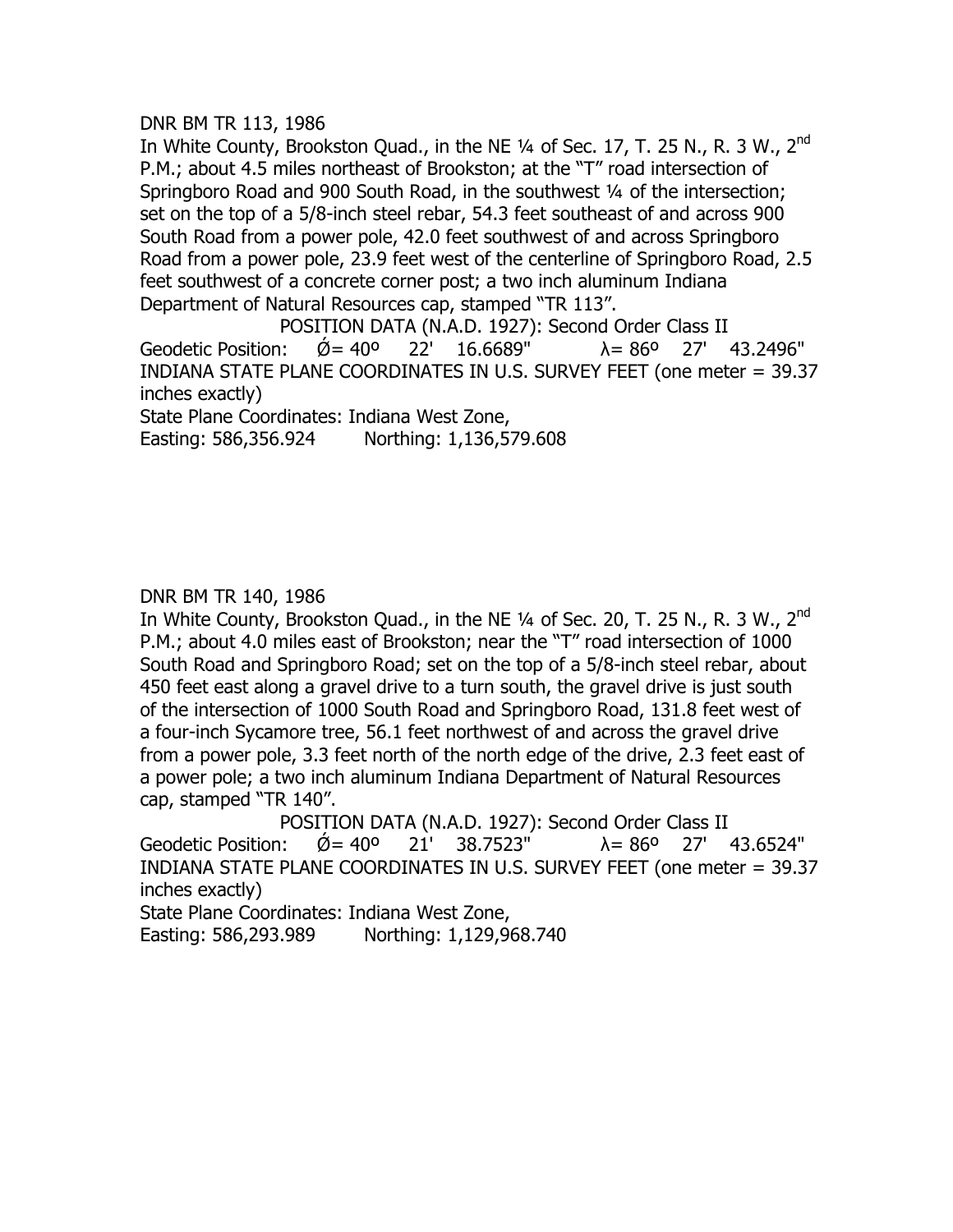DNR BM TR 113, 1986

In White County, Brookston Quad., in the NE ¼ of Sec. 17, T. 25 N., R. 3 W., 2nd P.M.; about 4.5 miles northeast of Brookston; at the "T" road intersection of Springboro Road and 900 South Road, in the southwest ¼ of the intersection; set on the top of a 5/8-inch steel rebar, 54.3 feet southeast of and across 900 South Road from a power pole, 42.0 feet southwest of and across Springboro Road from a power pole, 23.9 feet west of the centerline of Springboro Road, 2.5 feet southwest of a concrete corner post; a two inch aluminum Indiana Department of Natural Resources cap, stamped "TR 113".

POSITION DATA (N.A.D. 1927): Second Order Class II

Geodetic Position: Ǿ= 40º 22' 16.6689" λ= 86º 27' 43.2496"

INDIANA STATE PLANE COORDINATES IN U.S. SURVEY FEET (one meter = 39.37 inches exactly)

State Plane Coordinates: Indiana West Zone,

Easting: 586,356.924 Northing: 1,136,579.608

DNR BM TR 140, 1986

In White County, Brookston Quad., in the NE ¼ of Sec. 20, T. 25 N., R. 3 W., 2nd P.M.; about 4.0 miles east of Brookston; near the "T" road intersection of 1000 South Road and Springboro Road; set on the top of a 5/8-inch steel rebar, about 450 feet east along a gravel drive to a turn south, the gravel drive is just south of the intersection of 1000 South Road and Springboro Road, 131.8 feet west of a four-inch Sycamore tree, 56.1 feet northwest of and across the gravel drive from a power pole, 3.3 feet north of the north edge of the drive, 2.3 feet east of a power pole; a two inch aluminum Indiana Department of Natural Resources cap, stamped "TR 140".

POSITION DATA (N.A.D. 1927): Second Order Class II

Geodetic Position: Ǿ= 40º 21' 38.7523" λ= 86º 27' 43.6524"

INDIANA STATE PLANE COORDINATES IN U.S. SURVEY FEET (one meter = 39.37 inches exactly)

State Plane Coordinates: Indiana West Zone,

Easting: 586,293.989 Northing: 1,129,968.740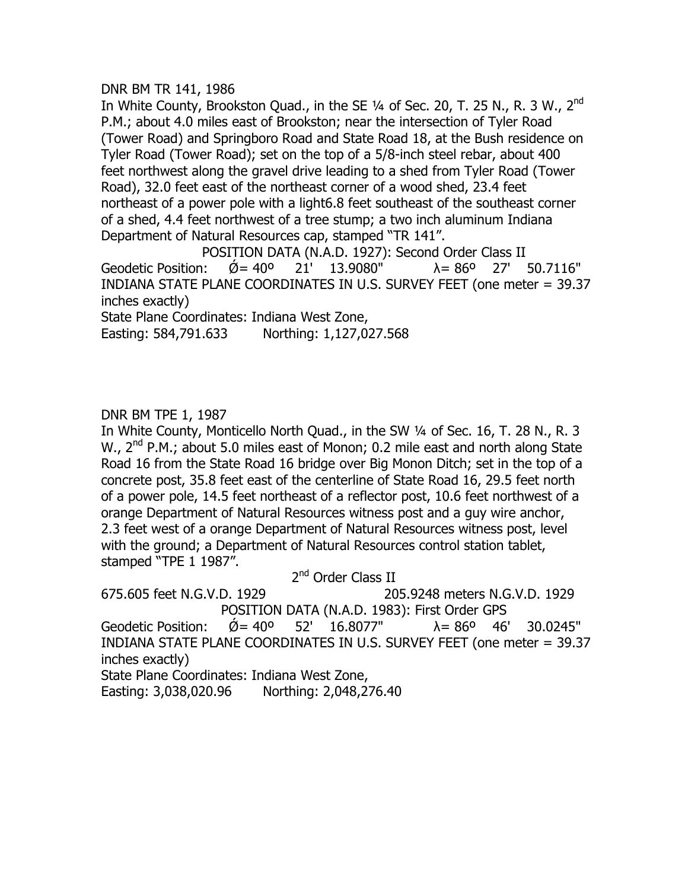DNR BM TR 141, 1986

In White County, Brookston Quad., in the SE ¼ of Sec. 20, T. 25 N., R. 3 W., 2nd P.M.; about 4.0 miles east of Brookston; near the intersection of Tyler Road (Tower Road) and Springboro Road and State Road 18, at the Bush residence on Tyler Road (Tower Road); set on the top of a 5/8-inch steel rebar, about 400 feet northwest along the gravel drive leading to a shed from Tyler Road (Tower Road), 32.0 feet east of the northeast corner of a wood shed, 23.4 feet northeast of a power pole with a light6.8 feet southeast of the southeast corner of a shed, 4.4 feet northwest of a tree stump; a two inch aluminum Indiana Department of Natural Resources cap, stamped "TR 141".

POSITION DATA (N.A.D. 1927): Second Order Class II

Geodetic Position: Ǿ= 40º 21' 13.9080" λ= 86º 27' 50.7116"

INDIANA STATE PLANE COORDINATES IN U.S. SURVEY FEET (one meter = 39.37 inches exactly)

State Plane Coordinates: Indiana West Zone,

Easting: 584,791.633 Northing: 1,127,027.568

DNR BM TPE 1, 1987

In White County, Monticello North Quad., in the SW ¼ of Sec. 16, T. 28 N., R. 3 W., 2nd P.M.; about 5.0 miles east of Monon; 0.2 mile east and north along State Road 16 from the State Road 16 bridge over Big Monon Ditch; set in the top of a concrete post, 35.8 feet east of the centerline of State Road 16, 29.5 feet north of a power pole, 14.5 feet northeast of a reflector post, 10.6 feet northwest of a orange Department of Natural Resources witness post and a guy wire anchor, 2.3 feet west of a orange Department of Natural Resources witness post, level with the ground; a Department of Natural Resources control station tablet, stamped "TPE 1 1987".

2nd Order Class II

675.605 feet N.G.V.D. 1929 205.9248 meters N.G.V.D. 1929

POSITION DATA (N.A.D. 1983): First Order GPS

Geodetic Position: Ǿ= 40º 52' 16.8077" λ= 86º 46' 30.0245"

INDIANA STATE PLANE COORDINATES IN U.S. SURVEY FEET (one meter = 39.37 inches exactly)

State Plane Coordinates: Indiana West Zone,

Easting: 3,038,020.96 Northing: 2,048,276.40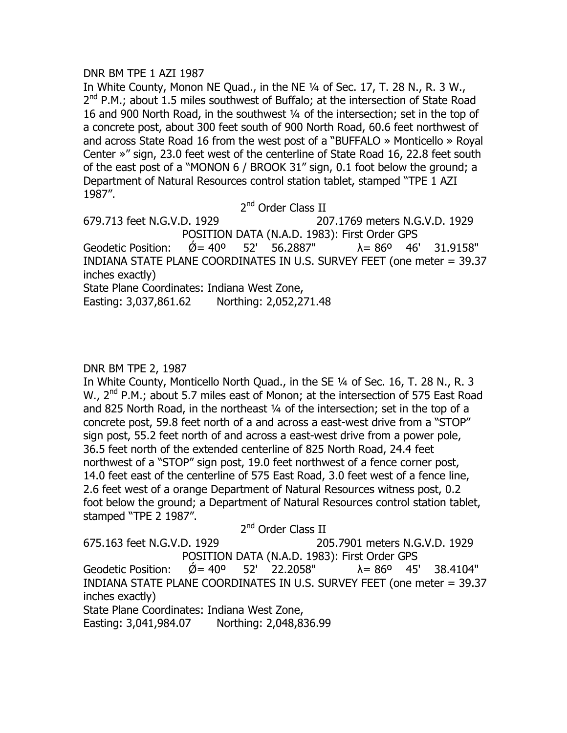DNR BM TPE 1 AZI 1987

In White County, Monon NE Quad., in the NE ¼ of Sec. 17, T. 28 N., R. 3 W., 2nd P.M.; about 1.5 miles southwest of Buffalo; at the intersection of State Road 16 and 900 North Road, in the southwest ¼ of the intersection; set in the top of a concrete post, about 300 feet south of 900 North Road, 60.6 feet northwest of and across State Road 16 from the west post of a "BUFFALO » Monticello » Royal Center »" sign, 23.0 feet west of the centerline of State Road 16, 22.8 feet south of the east post of a "MONON 6 / BROOK 31" sign, 0.1 foot below the ground; a Department of Natural Resources control station tablet, stamped "TPE 1 AZI 1987".

2nd Order Class II

679.713 feet N.G.V.D. 1929 207.1769 meters N.G.V.D. 1929

POSITION DATA (N.A.D. 1983): First Order GPS

Geodetic Position: Ǿ= 40º 52' 56.2887" λ= 86º 46' 31.9158"

INDIANA STATE PLANE COORDINATES IN U.S. SURVEY FEET (one meter = 39.37 inches exactly)

State Plane Coordinates: Indiana West Zone,

Easting: 3,037,861.62 Northing: 2,052,271.48

DNR BM TPE 2, 1987

In White County, Monticello North Quad., in the SE ¼ of Sec. 16, T. 28 N., R. 3 W., 2nd P.M.; about 5.7 miles east of Monon; at the intersection of 575 East Road and 825 North Road, in the northeast ¼ of the intersection; set in the top of a concrete post, 59.8 feet north of a and across a east-west drive from a "STOP" sign post, 55.2 feet north of and across a east-west drive from a power pole, 36.5 feet north of the extended centerline of 825 North Road, 24.4 feet northwest of a "STOP" sign post, 19.0 feet northwest of a fence corner post, 14.0 feet east of the centerline of 575 East Road, 3.0 feet west of a fence line, 2.6 feet west of a orange Department of Natural Resources witness post, 0.2 foot below the ground; a Department of Natural Resources control station tablet, stamped "TPE 2 1987".

2nd Order Class II

675.163 feet N.G.V.D. 1929 205.7901 meters N.G.V.D. 1929

POSITION DATA (N.A.D. 1983): First Order GPS

Geodetic Position: Ǿ= 40º 52' 22.2058" λ= 86º 45' 38.4104"

INDIANA STATE PLANE COORDINATES IN U.S. SURVEY FEET (one meter = 39.37 inches exactly)

State Plane Coordinates: Indiana West Zone,

Easting: 3,041,984.07 Northing: 2,048,836.99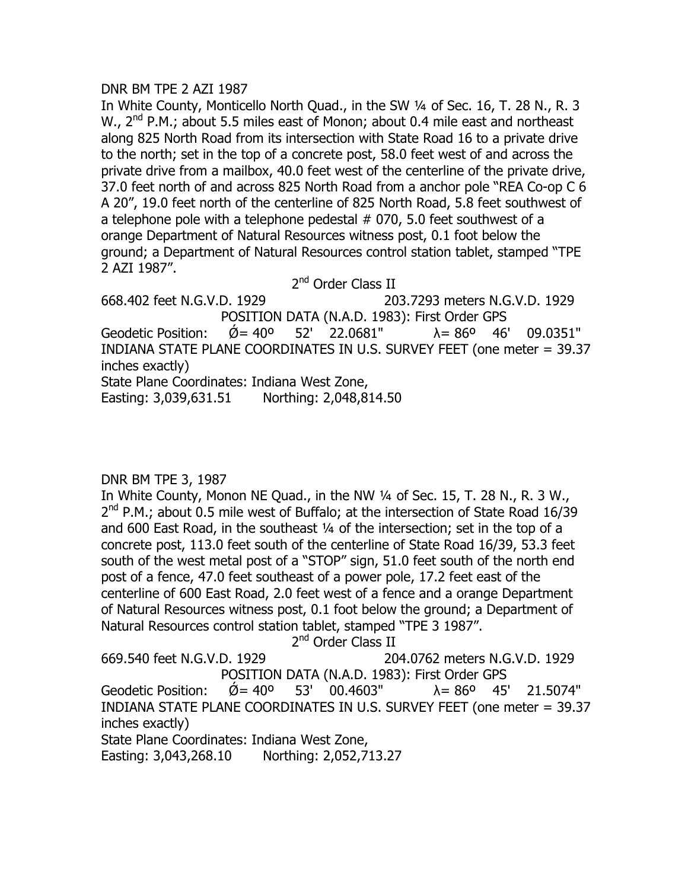DNR BM TPE 2 AZI 1987

In White County, Monticello North Quad., in the SW ¼ of Sec. 16, T. 28 N., R. 3 W., 2nd P.M.; about 5.5 miles east of Monon; about 0.4 mile east and northeast along 825 North Road from its intersection with State Road 16 to a private drive to the north; set in the top of a concrete post, 58.0 feet west of and across the private drive from a mailbox, 40.0 feet west of the centerline of the private drive, 37.0 feet north of and across 825 North Road from a anchor pole "REA Co-op C 6 A 20", 19.0 feet north of the centerline of 825 North Road, 5.8 feet southwest of a telephone pole with a telephone pedestal # 070, 5.0 feet southwest of a orange Department of Natural Resources witness post, 0.1 foot below the ground; a Department of Natural Resources control station tablet, stamped "TPE 2 AZI 1987".

2nd Order Class II

668.402 feet N.G.V.D. 1929 203.7293 meters N.G.V.D. 1929

POSITION DATA (N.A.D. 1983): First Order GPS

Geodetic Position: Ǿ= 40º 52' 22.0681" λ= 86º 46' 09.0351"

INDIANA STATE PLANE COORDINATES IN U.S. SURVEY FEET (one meter = 39.37 inches exactly)

State Plane Coordinates: Indiana West Zone,

Easting: 3,039,631.51 Northing: 2,048,814.50

DNR BM TPE 3, 1987

In White County, Monon NE Quad., in the NW ¼ of Sec. 15, T. 28 N., R. 3 W., 2nd P.M.; about 0.5 mile west of Buffalo; at the intersection of State Road 16/39 and 600 East Road, in the southeast ¼ of the intersection; set in the top of a concrete post, 113.0 feet south of the centerline of State Road 16/39, 53.3 feet south of the west metal post of a "STOP" sign, 51.0 feet south of the north end post of a fence, 47.0 feet southeast of a power pole, 17.2 feet east of the centerline of 600 East Road, 2.0 feet west of a fence and a orange Department of Natural Resources witness post, 0.1 foot below the ground; a Department of Natural Resources control station tablet, stamped "TPE 3 1987".

2nd Order Class II

669.540 feet N.G.V.D. 1929 204.0762 meters N.G.V.D. 1929

POSITION DATA (N.A.D. 1983): First Order GPS

Geodetic Position: Ǿ= 40º 53' 00.4603" λ= 86º 45' 21.5074"

INDIANA STATE PLANE COORDINATES IN U.S. SURVEY FEET (one meter = 39.37 inches exactly)

State Plane Coordinates: Indiana West Zone,

Easting: 3,043,268.10 Northing: 2,052,713.27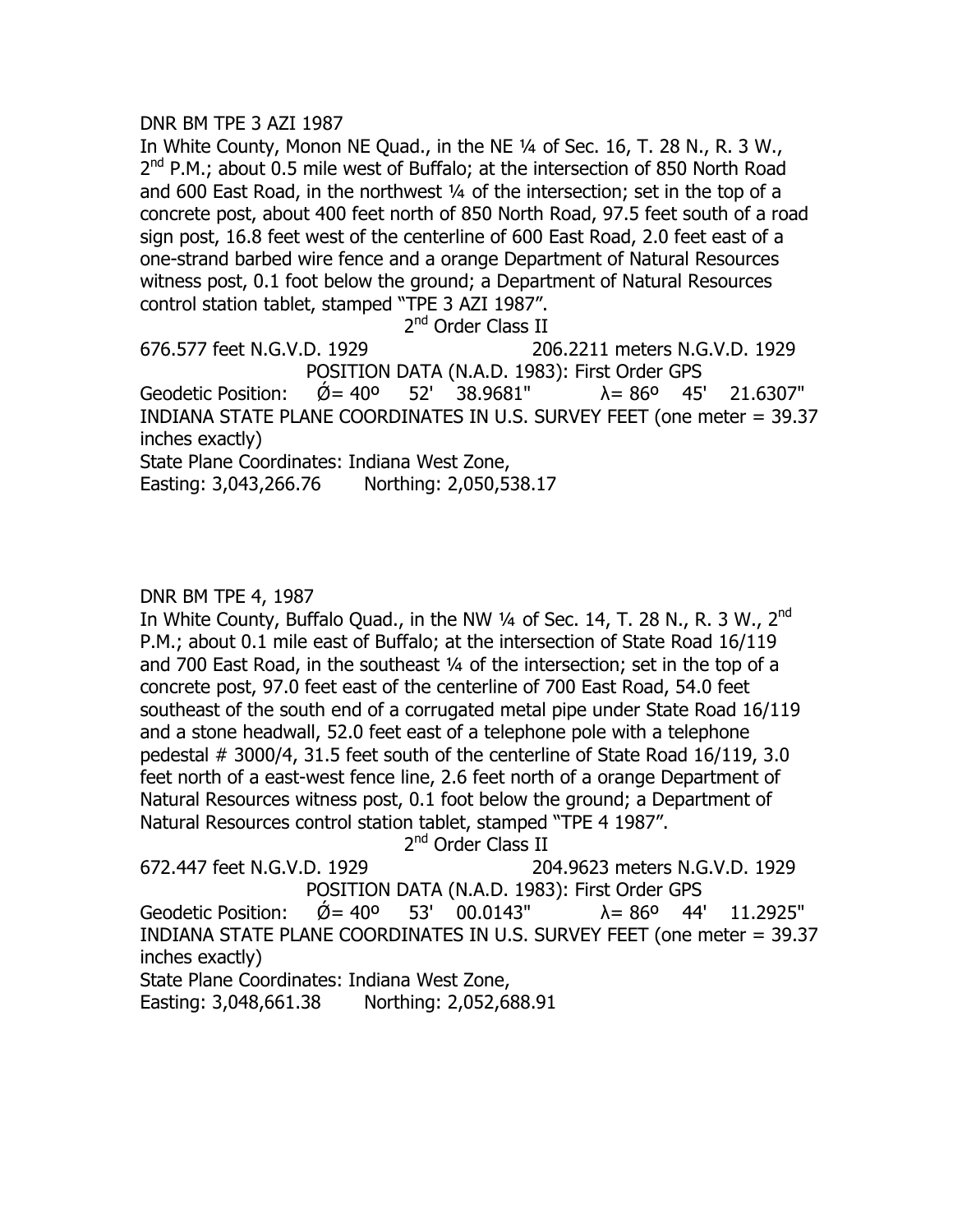DNR BM TPE 3 AZI 1987

In White County, Monon NE Quad., in the NE ¼ of Sec. 16, T. 28 N., R. 3 W., 2nd P.M.; about 0.5 mile west of Buffalo; at the intersection of 850 North Road and 600 East Road, in the northwest ¼ of the intersection; set in the top of a concrete post, about 400 feet north of 850 North Road, 97.5 feet south of a road sign post, 16.8 feet west of the centerline of 600 East Road, 2.0 feet east of a one-strand barbed wire fence and a orange Department of Natural Resources witness post, 0.1 foot below the ground; a Department of Natural Resources control station tablet, stamped "TPE 3 AZI 1987".

2nd Order Class II

676.577 feet N.G.V.D. 1929 206.2211 meters N.G.V.D. 1929

POSITION DATA (N.A.D. 1983): First Order GPS

Geodetic Position: Ǿ= 40º 52' 38.9681" λ= 86º 45' 21.6307"

INDIANA STATE PLANE COORDINATES IN U.S. SURVEY FEET (one meter = 39.37 inches exactly)

State Plane Coordinates: Indiana West Zone,

Easting: 3,043,266.76 Northing: 2,050,538.17

DNR BM TPE 4, 1987

In White County, Buffalo Quad., in the NW ¼ of Sec. 14, T. 28 N., R. 3 W., 2nd P.M.; about 0.1 mile east of Buffalo; at the intersection of State Road 16/119 and 700 East Road, in the southeast ¼ of the intersection; set in the top of a concrete post, 97.0 feet east of the centerline of 700 East Road, 54.0 feet southeast of the south end of a corrugated metal pipe under State Road 16/119 and a stone headwall, 52.0 feet east of a telephone pole with a telephone pedestal # 3000/4, 31.5 feet south of the centerline of State Road 16/119, 3.0 feet north of a east-west fence line, 2.6 feet north of a orange Department of Natural Resources witness post, 0.1 foot below the ground; a Department of Natural Resources control station tablet, stamped "TPE 4 1987".

2nd Order Class II

672.447 feet N.G.V.D. 1929 204.9623 meters N.G.V.D. 1929

POSITION DATA (N.A.D. 1983): First Order GPS

Geodetic Position: Ǿ= 40º 53' 00.0143" λ= 86º 44' 11.2925"

INDIANA STATE PLANE COORDINATES IN U.S. SURVEY FEET (one meter = 39.37 inches exactly)

State Plane Coordinates: Indiana West Zone,

Easting: 3,048,661.38 Northing: 2,052,688.91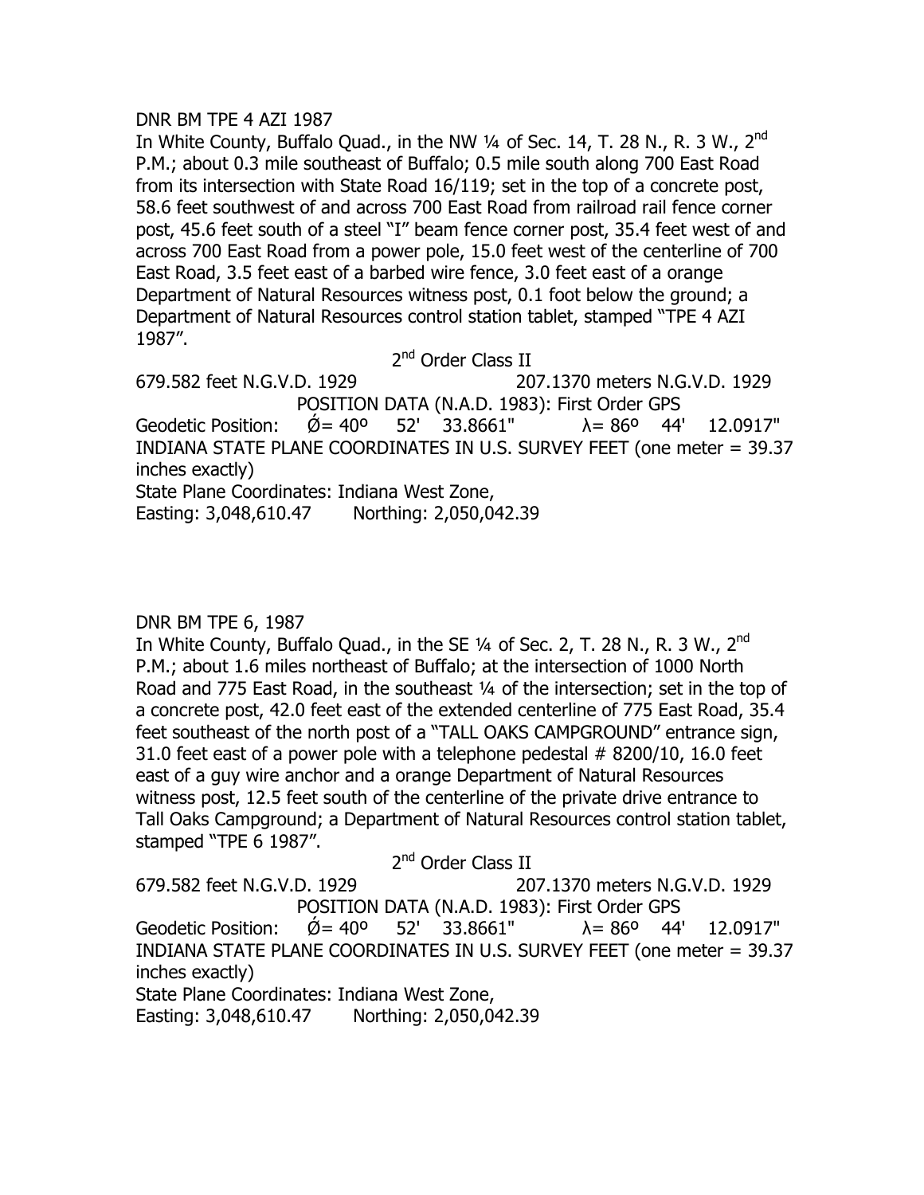DNR BM TPE 4 AZI 1987

In White County, Buffalo Quad., in the NW ¼ of Sec. 14, T. 28 N., R. 3 W., 2nd P.M.; about 0.3 mile southeast of Buffalo; 0.5 mile south along 700 East Road from its intersection with State Road 16/119; set in the top of a concrete post, 58.6 feet southwest of and across 700 East Road from railroad rail fence corner post, 45.6 feet south of a steel "I" beam fence corner post, 35.4 feet west of and across 700 East Road from a power pole, 15.0 feet west of the centerline of 700 East Road, 3.5 feet east of a barbed wire fence, 3.0 feet east of a orange Department of Natural Resources witness post, 0.1 foot below the ground; a Department of Natural Resources control station tablet, stamped "TPE 4 AZI 1987".

2nd Order Class II

679.582 feet N.G.V.D. 1929 207.1370 meters N.G.V.D. 1929

POSITION DATA (N.A.D. 1983): First Order GPS

Geodetic Position: Ǿ= 40º 52' 33.8661" λ= 86º 44' 12.0917"

INDIANA STATE PLANE COORDINATES IN U.S. SURVEY FEET (one meter = 39.37 inches exactly)

State Plane Coordinates: Indiana West Zone,

Easting: 3,048,610.47 Northing: 2,050,042.39

DNR BM TPE 6, 1987

In White County, Buffalo Quad., in the SE ¼ of Sec. 2, T. 28 N., R. 3 W., 2nd P.M.; about 1.6 miles northeast of Buffalo; at the intersection of 1000 North Road and 775 East Road, in the southeast ¼ of the intersection; set in the top of a concrete post, 42.0 feet east of the extended centerline of 775 East Road, 35.4 feet southeast of the north post of a "TALL OAKS CAMPGROUND" entrance sign, 31.0 feet east of a power pole with a telephone pedestal # 8200/10, 16.0 feet east of a guy wire anchor and a orange Department of Natural Resources witness post, 12.5 feet south of the centerline of the private drive entrance to Tall Oaks Campground; a Department of Natural Resources control station tablet, stamped "TPE 6 1987".

2nd Order Class II

679.582 feet N.G.V.D. 1929 207.1370 meters N.G.V.D. 1929

POSITION DATA (N.A.D. 1983): First Order GPS

Geodetic Position: Ǿ= 40º 52' 33.8661" λ= 86º 44' 12.0917"

INDIANA STATE PLANE COORDINATES IN U.S. SURVEY FEET (one meter = 39.37 inches exactly)

State Plane Coordinates: Indiana West Zone,

Easting: 3,048,610.47 Northing: 2,050,042.39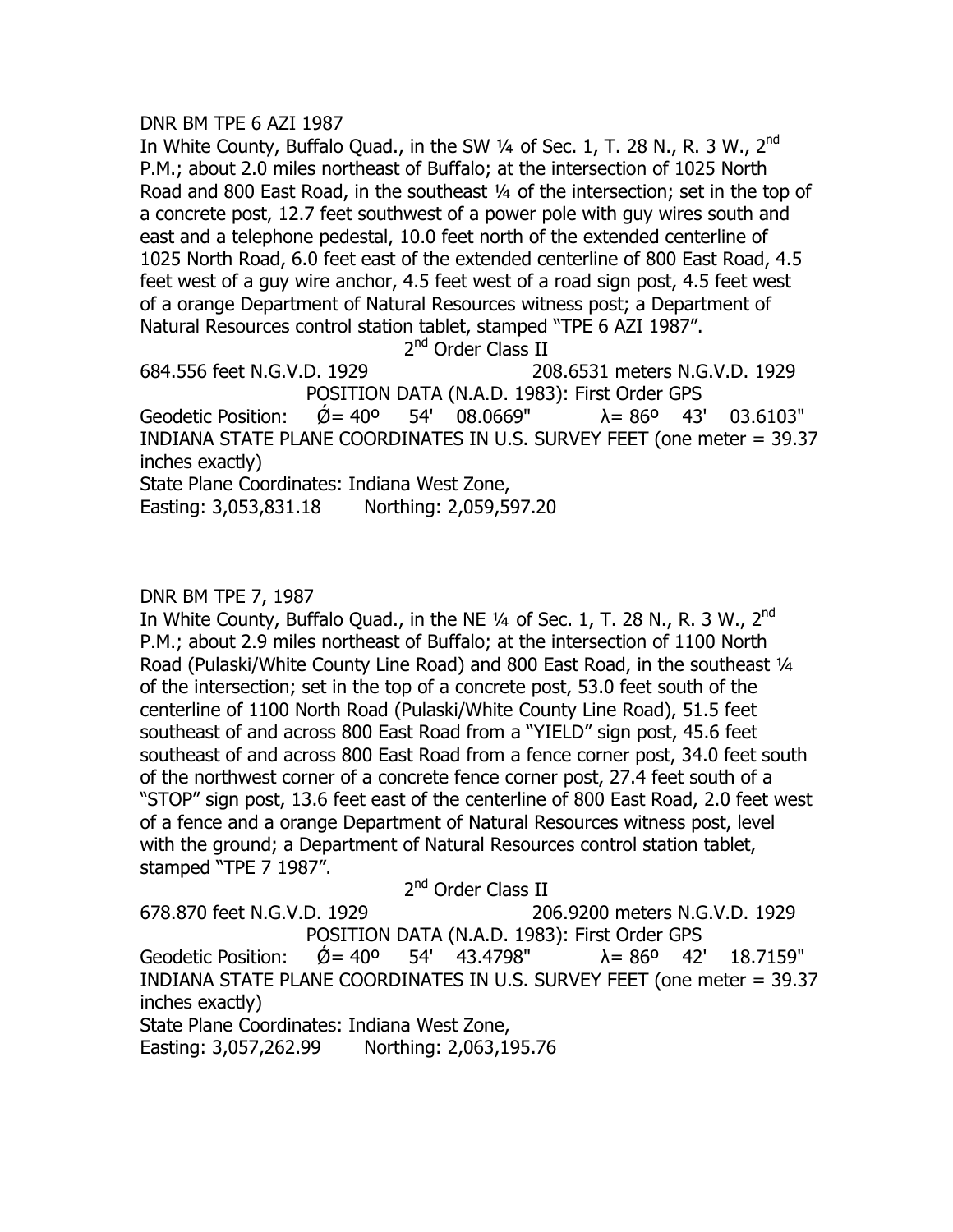DNR BM TPE 6 AZI 1987

In White County, Buffalo Quad., in the SW ¼ of Sec. 1, T. 28 N., R. 3 W., 2nd P.M.; about 2.0 miles northeast of Buffalo; at the intersection of 1025 North Road and 800 East Road, in the southeast ¼ of the intersection; set in the top of a concrete post, 12.7 feet southwest of a power pole with guy wires south and east and a telephone pedestal, 10.0 feet north of the extended centerline of 1025 North Road, 6.0 feet east of the extended centerline of 800 East Road, 4.5 feet west of a guy wire anchor, 4.5 feet west of a road sign post, 4.5 feet west of a orange Department of Natural Resources witness post; a Department of Natural Resources control station tablet, stamped "TPE 6 AZI 1987".

2nd Order Class II

684.556 feet N.G.V.D. 1929 208.6531 meters N.G.V.D. 1929

POSITION DATA (N.A.D. 1983): First Order GPS

Geodetic Position: Ǿ= 40º 54' 08.0669" λ= 86º 43' 03.6103"

INDIANA STATE PLANE COORDINATES IN U.S. SURVEY FEET (one meter = 39.37 inches exactly)

State Plane Coordinates: Indiana West Zone,

Easting: 3,053,831.18 Northing: 2,059,597.20

DNR BM TPE 7, 1987

In White County, Buffalo Quad., in the NE ¼ of Sec. 1, T. 28 N., R. 3 W., 2nd P.M.; about 2.9 miles northeast of Buffalo; at the intersection of 1100 North Road (Pulaski/White County Line Road) and 800 East Road, in the southeast ¼ of the intersection; set in the top of a concrete post, 53.0 feet south of the centerline of 1100 North Road (Pulaski/White County Line Road), 51.5 feet southeast of and across 800 East Road from a "YIELD" sign post, 45.6 feet southeast of and across 800 East Road from a fence corner post, 34.0 feet south of the northwest corner of a concrete fence corner post, 27.4 feet south of a "STOP" sign post, 13.6 feet east of the centerline of 800 East Road, 2.0 feet west of a fence and a orange Department of Natural Resources witness post, level with the ground; a Department of Natural Resources control station tablet, stamped "TPE 7 1987".

2nd Order Class II

678.870 feet N.G.V.D. 1929 206.9200 meters N.G.V.D. 1929

POSITION DATA (N.A.D. 1983): First Order GPS

Geodetic Position: Ǿ= 40º 54' 43.4798" λ= 86º 42' 18.7159"

INDIANA STATE PLANE COORDINATES IN U.S. SURVEY FEET (one meter = 39.37 inches exactly)

State Plane Coordinates: Indiana West Zone,

Easting: 3,057,262.99 Northing: 2,063,195.76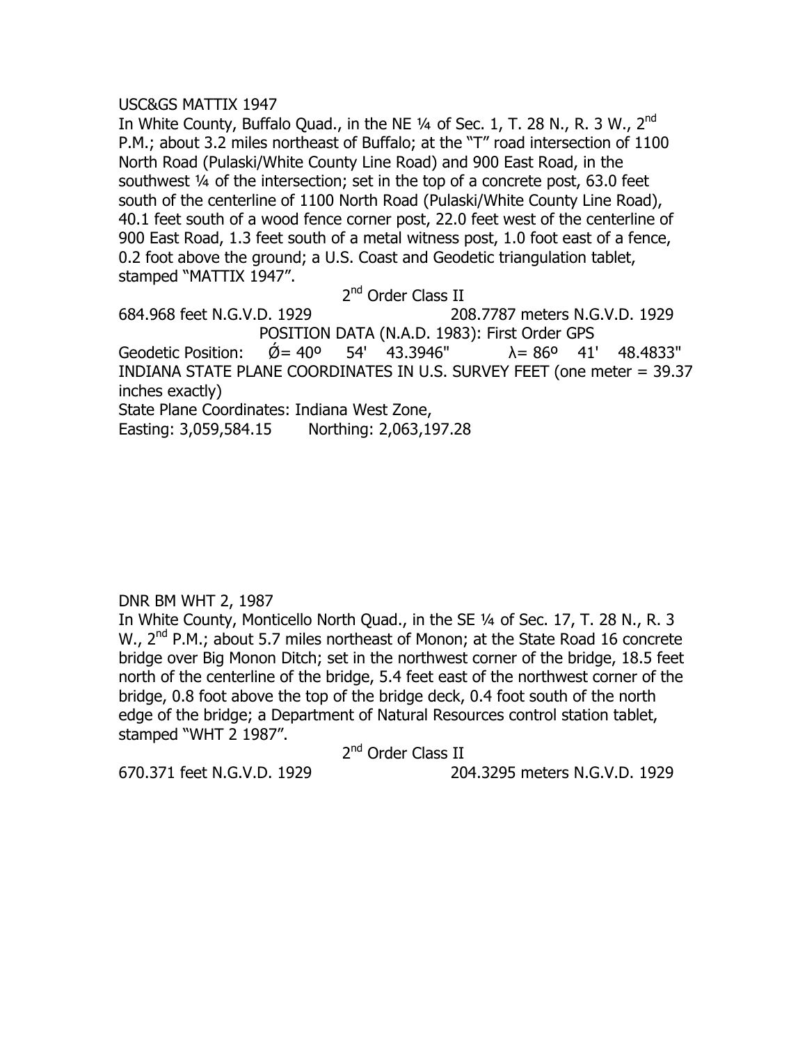USC&GS MATTIX 1947

In White County, Buffalo Quad., in the NE ¼ of Sec. 1, T. 28 N., R. 3 W., 2nd P.M.; about 3.2 miles northeast of Buffalo; at the "T" road intersection of 1100 North Road (Pulaski/White County Line Road) and 900 East Road, in the southwest ¼ of the intersection; set in the top of a concrete post, 63.0 feet south of the centerline of 1100 North Road (Pulaski/White County Line Road), 40.1 feet south of a wood fence corner post, 22.0 feet west of the centerline of 900 East Road, 1.3 feet south of a metal witness post, 1.0 foot east of a fence, 0.2 foot above the ground; a U.S. Coast and Geodetic triangulation tablet, stamped "MATTIX 1947".

2nd Order Class II

684.968 feet N.G.V.D. 1929 208.7787 meters N.G.V.D. 1929

POSITION DATA (N.A.D. 1983): First Order GPS

Geodetic Position: Ǿ= 40º 54' 43.3946" λ= 86º 41' 48.4833"

INDIANA STATE PLANE COORDINATES IN U.S. SURVEY FEET (one meter = 39.37 inches exactly)

State Plane Coordinates: Indiana West Zone,

Easting: 3,059,584.15 Northing: 2,063,197.28

DNR BM WHT 2, 1987

In White County, Monticello North Quad., in the SE ¼ of Sec. 17, T. 28 N., R. 3 W., 2nd P.M.; about 5.7 miles northeast of Monon; at the State Road 16 concrete bridge over Big Monon Ditch; set in the northwest corner of the bridge, 18.5 feet north of the centerline of the bridge, 5.4 feet east of the northwest corner of the bridge, 0.8 foot above the top of the bridge deck, 0.4 foot south of the north edge of the bridge; a Department of Natural Resources control station tablet, stamped "WHT 2 1987".

2nd Order Class II

670.371 feet N.G.V.D. 1929 204.3295 meters N.G.V.D. 1929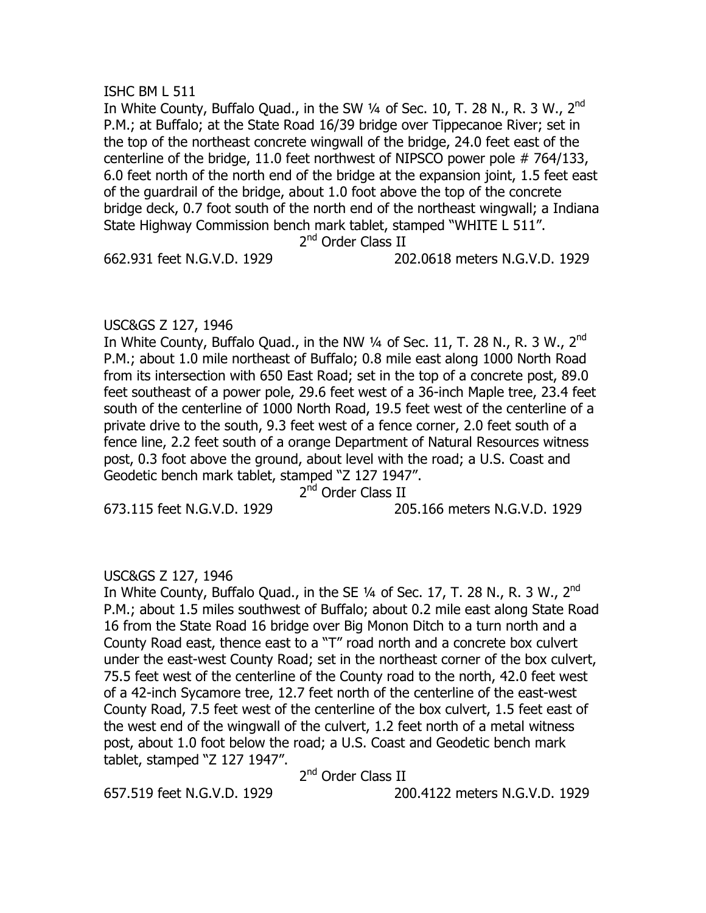ISHC BM L 511

In White County, Buffalo Quad., in the SW ¼ of Sec. 10, T. 28 N., R. 3 W., 2nd P.M.; at Buffalo; at the State Road 16/39 bridge over Tippecanoe River; set in the top of the northeast concrete wingwall of the bridge, 24.0 feet east of the centerline of the bridge, 11.0 feet northwest of NIPSCO power pole # 764/133, 6.0 feet north of the north end of the bridge at the expansion joint, 1.5 feet east of the guardrail of the bridge, about 1.0 foot above the top of the concrete bridge deck, 0.7 foot south of the north end of the northeast wingwall; a Indiana State Highway Commission bench mark tablet, stamped "WHITE L 511".

2nd Order Class II

662.931 feet N.G.V.D. 1929 202.0618 meters N.G.V.D. 1929

USC&GS Z 127, 1946

In White County, Buffalo Quad., in the NW ¼ of Sec. 11, T. 28 N., R. 3 W., 2nd P.M.; about 1.0 mile northeast of Buffalo; 0.8 mile east along 1000 North Road from its intersection with 650 East Road; set in the top of a concrete post, 89.0 feet southeast of a power pole, 29.6 feet west of a 36-inch Maple tree, 23.4 feet south of the centerline of 1000 North Road, 19.5 feet west of the centerline of a private drive to the south, 9.3 feet west of a fence corner, 2.0 feet south of a fence line, 2.2 feet south of a orange Department of Natural Resources witness post, 0.3 foot above the ground, about level with the road; a U.S. Coast and Geodetic bench mark tablet, stamped "Z 127 1947".

2nd Order Class II

673.115 feet N.G.V.D. 1929 205.166 meters N.G.V.D. 1929

USC&GS Z 127, 1946

In White County, Buffalo Quad., in the SE ¼ of Sec. 17, T. 28 N., R. 3 W., 2nd P.M.; about 1.5 miles southwest of Buffalo; about 0.2 mile east along State Road 16 from the State Road 16 bridge over Big Monon Ditch to a turn north and a County Road east, thence east to a "T" road north and a concrete box culvert under the east-west County Road; set in the northeast corner of the box culvert, 75.5 feet west of the centerline of the County road to the north, 42.0 feet west of a 42-inch Sycamore tree, 12.7 feet north of the centerline of the east-west County Road, 7.5 feet west of the centerline of the box culvert, 1.5 feet east of the west end of the wingwall of the culvert, 1.2 feet north of a metal witness post, about 1.0 foot below the road; a U.S. Coast and Geodetic bench mark tablet, stamped "Z 127 1947".

2nd Order Class II

657.519 feet N.G.V.D. 1929 200.4122 meters N.G.V.D. 1929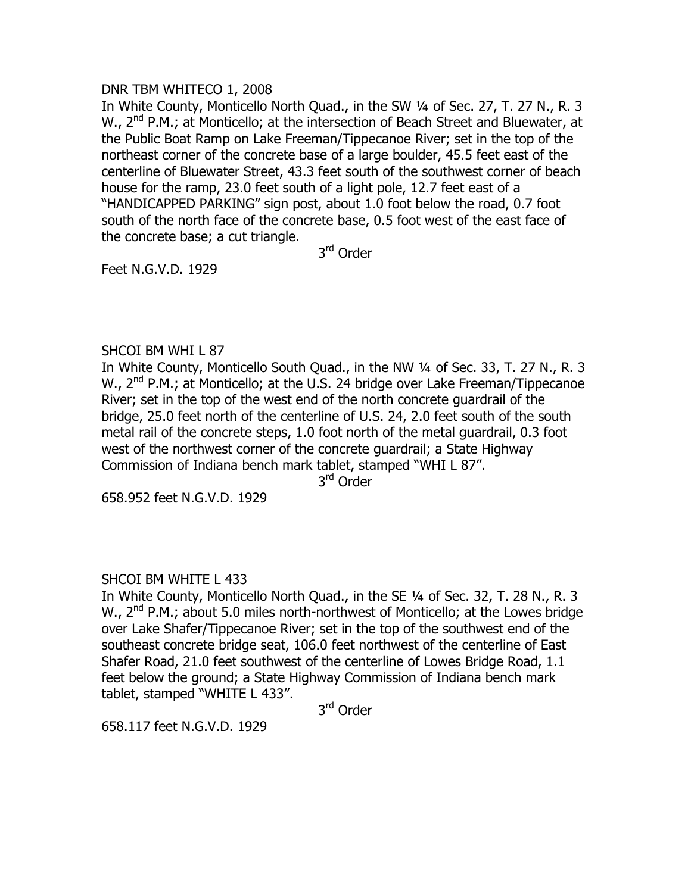DNR TBM WHITECO 1, 2008

In White County, Monticello North Quad., in the SW ¼ of Sec. 27, T. 27 N., R. 3 W., 2nd P.M.; at Monticello; at the intersection of Beach Street and Bluewater, at the Public Boat Ramp on Lake Freeman/Tippecanoe River; set in the top of the northeast corner of the concrete base of a large boulder, 45.5 feet east of the centerline of Bluewater Street, 43.3 feet south of the southwest corner of beach house for the ramp, 23.0 feet south of a light pole, 12.7 feet east of a "HANDICAPPED PARKING" sign post, about 1.0 foot below the road, 0.7 foot south of the north face of the concrete base, 0.5 foot west of the east face of the concrete base; a cut triangle.

3rd Order

Feet N.G.V.D. 1929

SHCOI BM WHI L 87

In White County, Monticello South Quad., in the NW ¼ of Sec. 33, T. 27 N., R. 3 W., 2nd P.M.; at Monticello; at the U.S. 24 bridge over Lake Freeman/Tippecanoe River; set in the top of the west end of the north concrete guardrail of the bridge, 25.0 feet north of the centerline of U.S. 24, 2.0 feet south of the south metal rail of the concrete steps, 1.0 foot north of the metal guardrail, 0.3 foot west of the northwest corner of the concrete guardrail; a State Highway Commission of Indiana bench mark tablet, stamped "WHI L 87".

3rd Order

658.952 feet N.G.V.D. 1929

SHCOI BM WHITE L 433

In White County, Monticello North Quad., in the SE ¼ of Sec. 32, T. 28 N., R. 3 W., 2nd P.M.; about 5.0 miles north-northwest of Monticello; at the Lowes bridge over Lake Shafer/Tippecanoe River; set in the top of the southwest end of the southeast concrete bridge seat, 106.0 feet northwest of the centerline of East Shafer Road, 21.0 feet southwest of the centerline of Lowes Bridge Road, 1.1 feet below the ground; a State Highway Commission of Indiana bench mark tablet, stamped "WHITE L 433".

3rd Order

658.117 feet N.G.V.D. 1929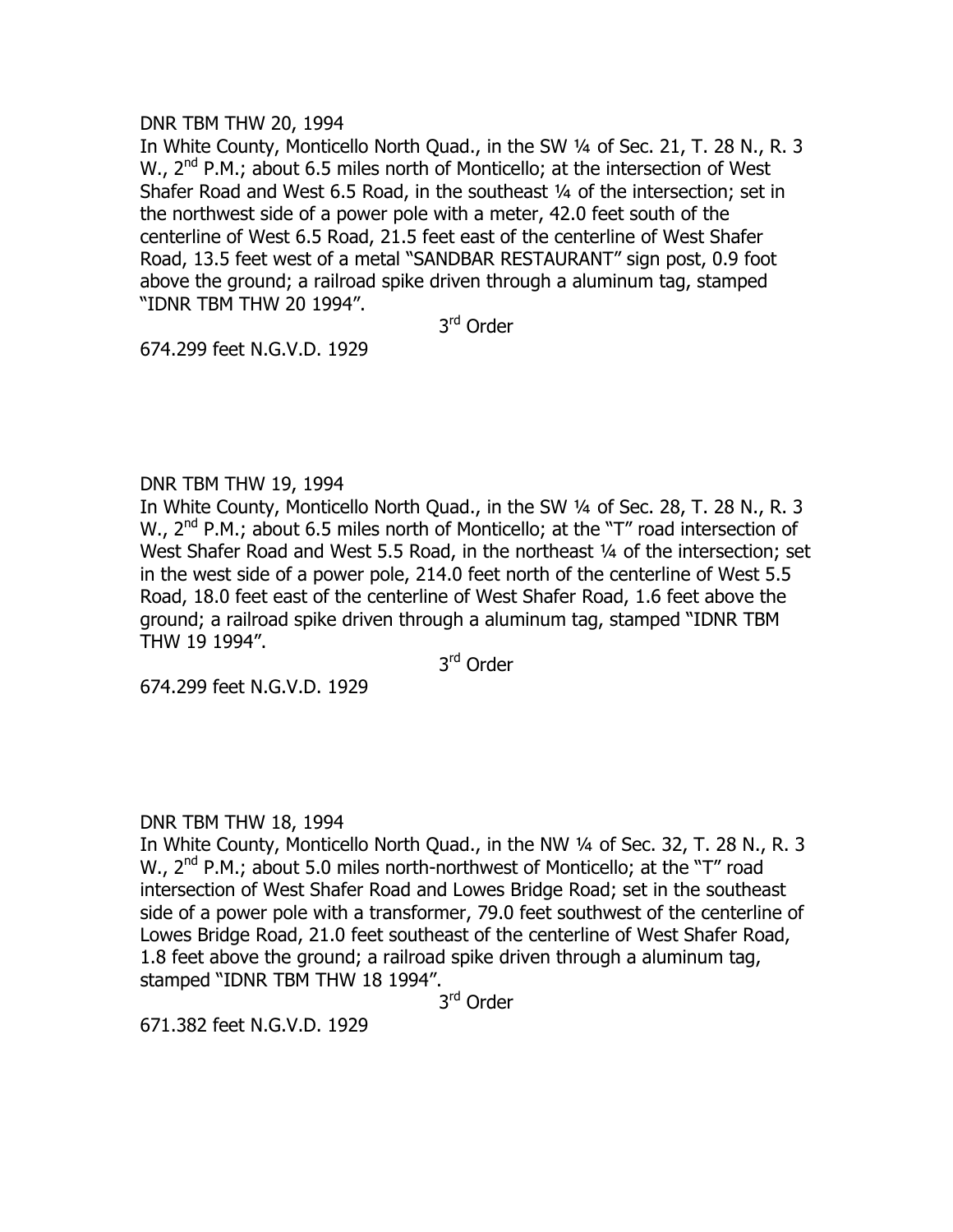DNR TBM THW 20, 1994

In White County, Monticello North Quad., in the SW ¼ of Sec. 21, T. 28 N., R. 3 W., 2nd P.M.; about 6.5 miles north of Monticello; at the intersection of West Shafer Road and West 6.5 Road, in the southeast ¼ of the intersection; set in the northwest side of a power pole with a meter, 42.0 feet south of the centerline of West 6.5 Road, 21.5 feet east of the centerline of West Shafer Road, 13.5 feet west of a metal "SANDBAR RESTAURANT" sign post, 0.9 foot above the ground; a railroad spike driven through a aluminum tag, stamped "IDNR TBM THW 20 1994".

3rd Order

674.299 feet N.G.V.D. 1929

DNR TBM THW 19, 1994

In White County, Monticello North Quad., in the SW ¼ of Sec. 28, T. 28 N., R. 3 W., 2nd P.M.; about 6.5 miles north of Monticello; at the "T" road intersection of West Shafer Road and West 5.5 Road, in the northeast ¼ of the intersection; set in the west side of a power pole, 214.0 feet north of the centerline of West 5.5 Road, 18.0 feet east of the centerline of West Shafer Road, 1.6 feet above the ground; a railroad spike driven through a aluminum tag, stamped "IDNR TBM THW 19 1994".

3rd Order

674.299 feet N.G.V.D. 1929

DNR TBM THW 18, 1994

In White County, Monticello North Quad., in the NW ¼ of Sec. 32, T. 28 N., R. 3 W., 2nd P.M.; about 5.0 miles north-northwest of Monticello; at the "T" road intersection of West Shafer Road and Lowes Bridge Road; set in the southeast side of a power pole with a transformer, 79.0 feet southwest of the centerline of Lowes Bridge Road, 21.0 feet southeast of the centerline of West Shafer Road, 1.8 feet above the ground; a railroad spike driven through a aluminum tag, stamped "IDNR TBM THW 18 1994".

3rd Order

671.382 feet N.G.V.D. 1929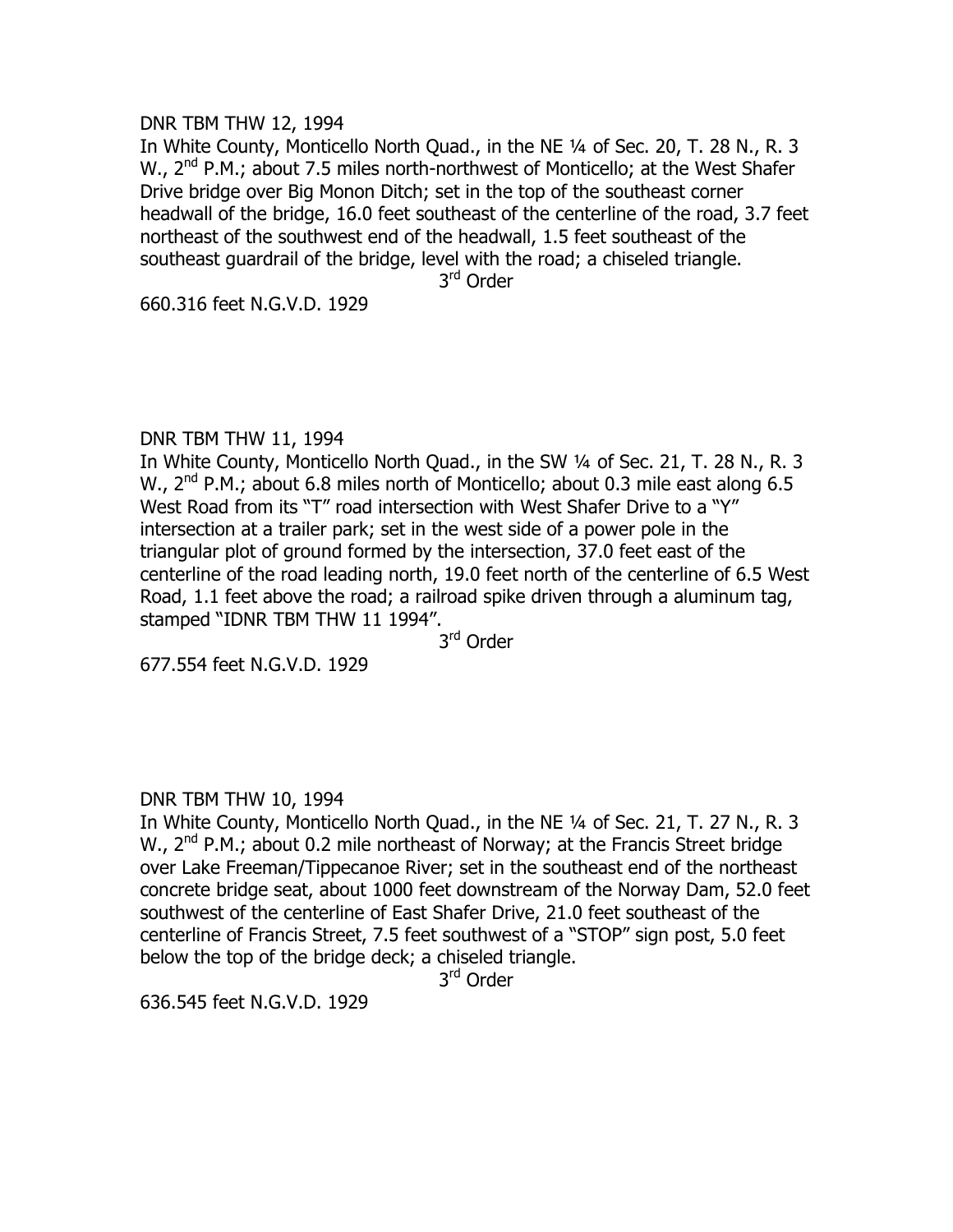DNR TBM THW 12, 1994

In White County, Monticello North Quad., in the NE ¼ of Sec. 20, T. 28 N., R. 3 W., 2nd P.M.; about 7.5 miles north-northwest of Monticello; at the West Shafer Drive bridge over Big Monon Ditch; set in the top of the southeast corner headwall of the bridge, 16.0 feet southeast of the centerline of the road, 3.7 feet northeast of the southwest end of the headwall, 1.5 feet southeast of the southeast guardrail of the bridge, level with the road; a chiseled triangle.

3rd Order

660.316 feet N.G.V.D. 1929

DNR TBM THW 11, 1994

In White County, Monticello North Quad., in the SW ¼ of Sec. 21, T. 28 N., R. 3 W., 2nd P.M.; about 6.8 miles north of Monticello; about 0.3 mile east along 6.5 West Road from its "T" road intersection with West Shafer Drive to a "Y" intersection at a trailer park; set in the west side of a power pole in the triangular plot of ground formed by the intersection, 37.0 feet east of the centerline of the road leading north, 19.0 feet north of the centerline of 6.5 West Road, 1.1 feet above the road; a railroad spike driven through a aluminum tag, stamped "IDNR TBM THW 11 1994".

3rd Order

677.554 feet N.G.V.D. 1929

DNR TBM THW 10, 1994

In White County, Monticello North Quad., in the NE ¼ of Sec. 21, T. 27 N., R. 3 W., 2nd P.M.; about 0.2 mile northeast of Norway; at the Francis Street bridge over Lake Freeman/Tippecanoe River; set in the southeast end of the northeast concrete bridge seat, about 1000 feet downstream of the Norway Dam, 52.0 feet southwest of the centerline of East Shafer Drive, 21.0 feet southeast of the centerline of Francis Street, 7.5 feet southwest of a "STOP" sign post, 5.0 feet below the top of the bridge deck; a chiseled triangle.

3rd Order

636.545 feet N.G.V.D. 1929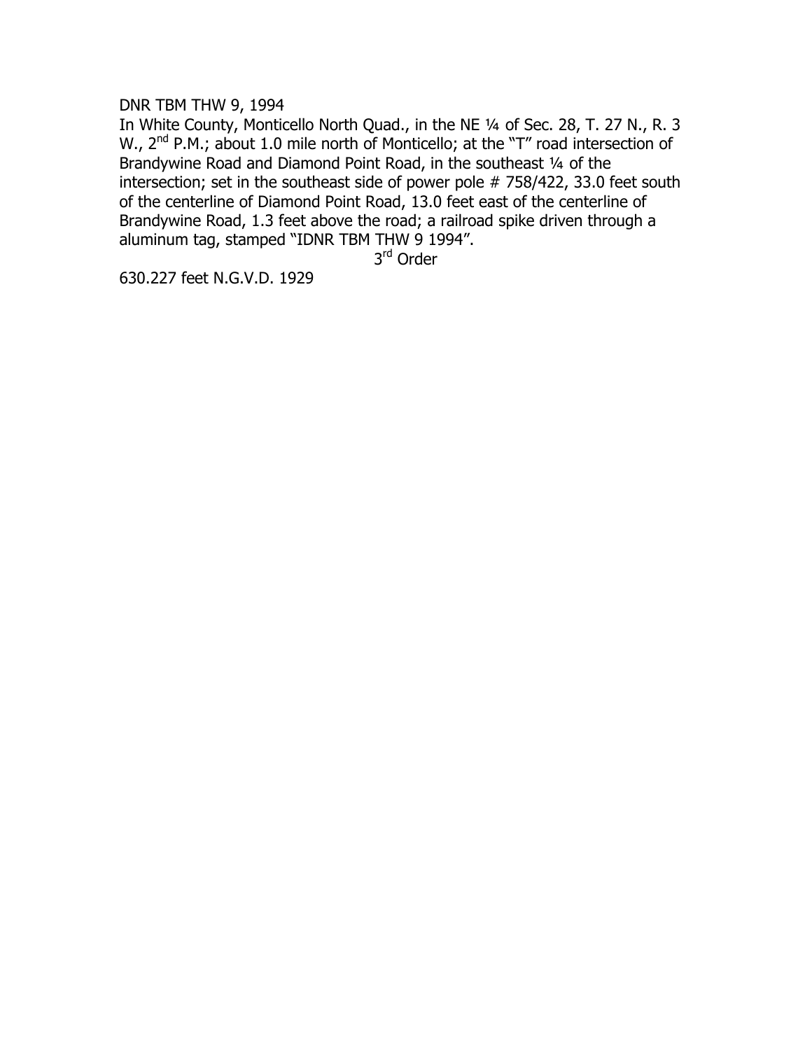DNR TBM THW 9, 1994

In White County, Monticello North Quad., in the NE ¼ of Sec. 28, T. 27 N., R. 3 W., 2nd P.M.; about 1.0 mile north of Monticello; at the "T" road intersection of Brandywine Road and Diamond Point Road, in the southeast ¼ of the intersection; set in the southeast side of power pole # 758/422, 33.0 feet south of the centerline of Diamond Point Road, 13.0 feet east of the centerline of Brandywine Road, 1.3 feet above the road; a railroad spike driven through a aluminum tag, stamped "IDNR TBM THW 9 1994".

3rd Order

630.227 feet N.G.V.D. 1929